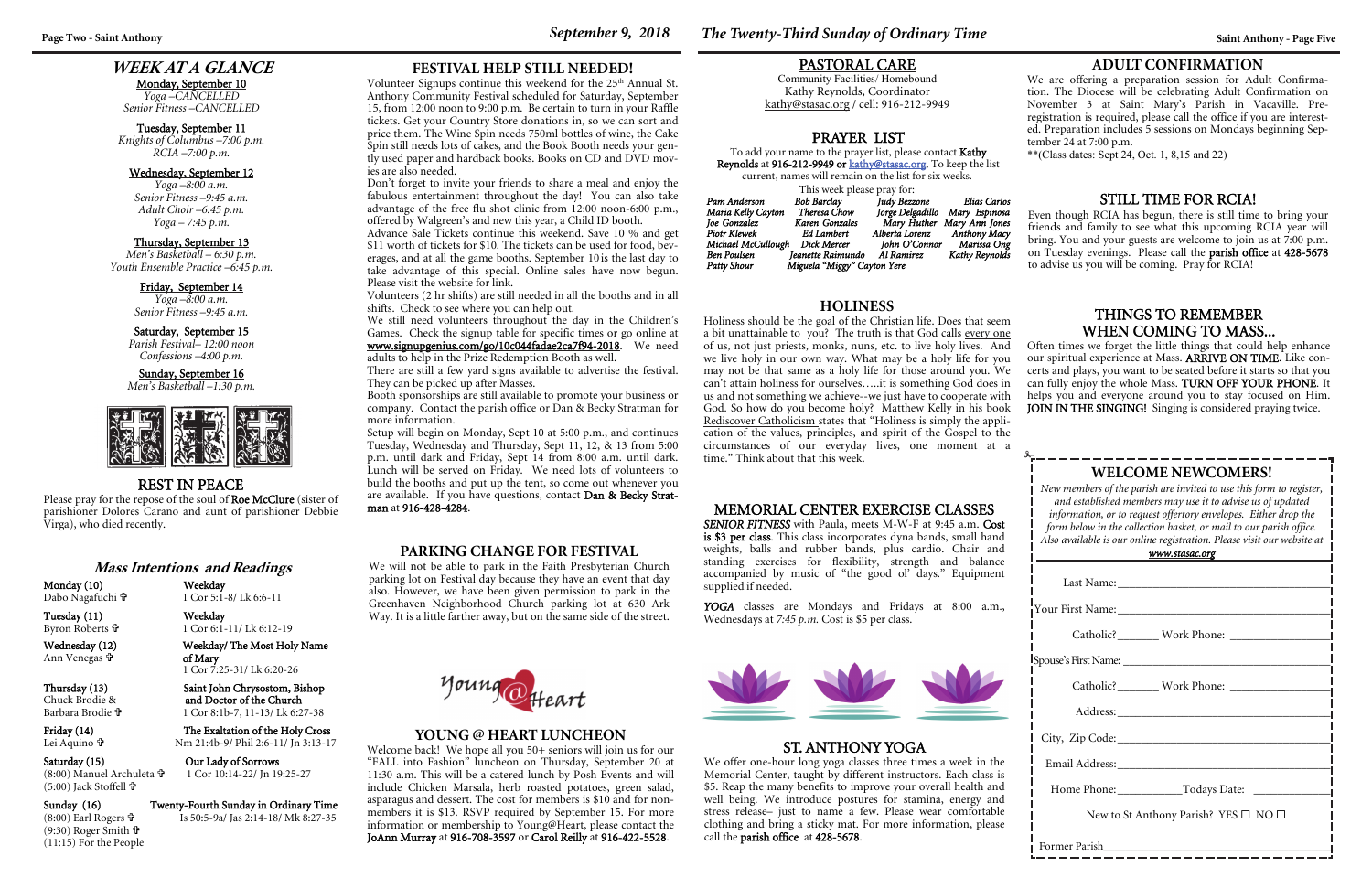# WEEK AT A GLANCE

**Monday, September 10**
*Yoga –CANCELLED*
*Senior Fitness –CANCELLED*

**Tuesday, September 11**
*Knights of Columbus –7:00 p.m.*
*RCIA –7:00 p.m.*

**Wednesday, September 12**
*Yoga –8:00 a.m.*
*Senior Fitness –9:45 a.m.*
*Adult Choir –6:45 p.m.*
*Yoga – 7:45 p.m.*

**Thursday, September 13**
*Men's Basketball – 6:30 p.m.*
*Youth Ensemble Practice –6:45 p.m.*

**Friday, September 14**
*Yoga –8:00 a.m.*
*Senior Fitness –9:45 a.m.*

**Saturday, September 15**
*Parish Festival– 12:00 noon*
*Confessions –4:00 p.m.*

**Sunday, September 16**
*Men's Basketball –1:30 p.m.*

## REST IN PEACE

Please pray for the repose of the soul of **Roe McClure** (sister of parishioner Dolores Carano and aunt of parishioner Debbie Virga), who died recently.

## Mass Intentions and Readings

| | |
|---|---|
| **Monday (10)**<br>Dabo Nagafuchi ✝ | **Weekday**<br>1 Cor 5:1-8/ Lk 6:6-11 |
| **Tuesday (11)**<br>Byron Roberts ✝ | **Weekday**<br>1 Cor 6:1-11/ Lk 6:12-19 |
| **Wednesday (12)**<br>Ann Venegas ✝ | **Weekday/ The Most Holy Name of Mary**<br>1 Cor 7:25-31/ Lk 6:20-26 |
| **Thursday (13)**<br>Chuck Brodie &<br>Barbara Brodie ✝ | **Saint John Chrysostom, Bishop and Doctor of the Church**<br>1 Cor 8:1b-7, 11-13/ Lk 6:27-38 |
| **Friday (14)**<br>Lei Aquino ✝ | **The Exaltation of the Holy Cross**<br>Nm 21:4b-9/ Phil 2:6-11/ Jn 3:13-17 |
| **Saturday (15)**<br>(8:00) Manuel Archuleta ✝<br>(5:00) Jack Stoffell ✝ | **Our Lady of Sorrows**<br>1 Cor 10:14-22/ Jn 19:25-27 |
| **Sunday (16)**<br>(8:00) Earl Rogers ✝<br>(9:30) Roger Smith ✝<br>(11:15) For the People | **Twenty-Fourth Sunday in Ordinary Time**<br>Is 50:5-9a/ Jas 2:14-18/ Mk 8:27-35 |

## FESTIVAL HELP STILL NEEDED!

Volunteer Signups continue this weekend for the 25th Annual St. Anthony Community Festival scheduled for Saturday, September 15, from 12:00 noon to 9:00 p.m. Be certain to turn in your Raffle tickets. Get your Country Store donations in, so we can sort and price them. The Wine Spin needs 750ml bottles of wine, the Cake Spin still needs lots of cakes, and the Book Booth needs your gently used paper and hardback books. Books on CD and DVD movies are also needed.

Don't forget to invite your friends to share a meal and enjoy the fabulous entertainment throughout the day! You can also take advantage of the free flu shot clinic from 12:00 noon-6:00 p.m., offered by Walgreen's and new this year, a Child ID booth.

Advance Sale Tickets continue this weekend. Save 10 % and get $11 worth of tickets for $10. The tickets can be used for food, beverages, and at all the game booths. September 10 is the last day to take advantage of this special. Online sales have now begun. Please visit the website for link.

Volunteers (2 hr shifts) are still needed in all the booths and in all shifts. Check to see where you can help out.

We still need volunteers throughout the day in the Children's Games. Check the signup table for specific times or go online at www.signupgenius.com/go/10c044fadae2ca7f94-2018. We need adults to help in the Prize Redemption Booth as well.

There are still a few yard signs available to advertise the festival. They can be picked up after Masses.

Booth sponsorships are still available to promote your business or company. Contact the parish office or Dan & Becky Stratman for more information.

Setup will begin on Monday, Sept 10 at 5:00 p.m., and continues Tuesday, Wednesday and Thursday, Sept 11, 12, & 13 from 5:00 p.m. until dark and Friday, Sept 14 from 8:00 a.m. until dark. Lunch will be served on Friday. We need lots of volunteers to build the booths and put up the tent, so come out whenever you are available. If you have questions, contact **Dan & Becky Stratman** at **916-428-4284**.

## PARKING CHANGE FOR FESTIVAL

We will not be able to park in the Faith Presbyterian Church parking lot on Festival day because they have an event that day also. However, we have been given permission to park in the Greenhaven Neighborhood Church parking lot at 630 Ark Way. It is a little farther away, but on the same side of the street.

## YOUNG @ HEART LUNCHEON

Welcome back! We hope all you 50+ seniors will join us for our "FALL into Fashion" luncheon on Thursday, September 20 at 11:30 a.m. This will be a catered lunch by Posh Events and will include Chicken Marsala, herb roasted potatoes, green salad, asparagus and dessert. The cost for members is $10 and for non-members it is $13. RSVP required by September 15. For more information or membership to Young@Heart, please contact the **JoAnn Murray** at **916-708-3597** or **Carol Reilly** at **916-422-5528**.

## PASTORAL CARE

Community Facilities/ Homebound
Kathy Reynolds, Coordinator
kathy@stasac.org / cell: 916-212-9949

## PRAYER LIST

To add your name to the prayer list, please contact **Kathy Reynolds** at **916-212-9949** or kathy@stasac.org. To keep the list current, names will remain on the list for six weeks.

This week please pray for:

*Pam Anderson, Bob Barclay, Judy Bezzone, Elias Carlos, Maria Kelly Cayton, Theresa Chow, Jorge Delgadillo, Mary Espinosa, Joe Gonzalez, Karen Gonzales, Mary Huther, Mary Ann Jones, Piotr Klewek, Ed Lambert, Alberta Lorenz, Anthony Macy, Michael McCullough, Dick Mercer, John O'Connor, Marissa Ong, Ben Poulsen, Jeanette Raimundo, Al Ramirez, Kathy Reynolds, Patty Shour, Miguela "Miggy" Cayton Yere*

## HOLINESS

Holiness should be the goal of the Christian life. Does that seem a bit unattainable to you? The truth is that God calls every one of us, not just priests, monks, nuns, etc. to live holy lives. And we live holy in our own way. What may be a holy life for you may not be that same as a holy life for those around you. We can't attain holiness for ourselves…..it is something God does in us and not something we achieve--we just have to cooperate with God. So how do you become holy? Matthew Kelly in his book Rediscover Catholicism states that "Holiness is simply the application of the values, principles, and spirit of the Gospel to the circumstances of our everyday lives, one moment at a time." Think about that this week.

## MEMORIAL CENTER EXERCISE CLASSES

***SENIOR FITNESS*** with Paula, meets M-W-F at 9:45 a.m. **Cost is $3 per class**. This class incorporates dyna bands, small hand weights, balls and rubber bands, plus cardio. Chair and standing exercises for flexibility, strength and balance accompanied by music of "the good ol' days." Equipment supplied if needed.

***YOGA*** classes are Mondays and Fridays at 8:00 a.m., Wednesdays at *7:45 p.m.* Cost is $5 per class.

## ST. ANTHONY YOGA

We offer one-hour long yoga classes three times a week in the Memorial Center, taught by different instructors. Each class is $5. Reap the many benefits to improve your overall health and well being. We introduce postures for stamina, energy and stress release– just to name a few. Please wear comfortable clothing and bring a sticky mat. For more information, please call the **parish office** at **428-5678**.

## ADULT CONFIRMATION

We are offering a preparation session for Adult Confirmation. The Diocese will be celebrating Adult Confirmation on November 3 at Saint Mary's Parish in Vacaville. Pre-registration is required, please call the office if you are interested. Preparation includes 5 sessions on Mondays beginning September 24 at 7:00 p.m.

**(Class dates: Sept 24, Oct. 1, 8,15 and 22)

## STILL TIME FOR RCIA!

Even though RCIA has begun, there is still time to bring your friends and family to see what this upcoming RCIA year will bring. You and your guests are welcome to join us at 7:00 p.m. on Tuesday evenings. Please call the **parish office** at **428-5678** to advise us you will be coming. Pray for RCIA!

## THINGS TO REMEMBER WHEN COMING TO MASS...

Often times we forget the little things that could help enhance our spiritual experience at Mass. **ARRIVE ON TIME**. Like concerts and plays, you want to be seated before it starts so that you can fully enjoy the whole Mass. **TURN OFF YOUR PHONE**. It helps you and everyone around you to stay focused on Him. **JOIN IN THE SINGING!** Singing is considered praying twice.

## WELCOME NEWCOMERS!

*New members of the parish are invited to use this form to register, and established members may use it to advise us of updated information, or to request offertory envelopes. Either drop the form below in the collection basket, or mail to our parish office. Also available is our online registration. Please visit our website at* ***www.stasac.org***

Last Name:\_\_\_\_\_\_\_\_\_\_\_\_\_\_\_\_\_\_\_\_\_\_\_\_\_\_\_\_\_\_

Your First Name:\_\_\_\_\_\_\_\_\_\_\_\_\_\_\_\_\_\_\_\_\_\_\_\_\_\_

Catholic?\_\_\_\_\_\_\_ Work Phone: \_\_\_\_\_\_\_\_\_\_\_\_\_\_\_

Spouse's First Name: \_\_\_\_\_\_\_\_\_\_\_\_\_\_\_\_\_\_\_\_\_\_\_

Catholic?\_\_\_\_\_\_\_ Work Phone: \_\_\_\_\_\_\_\_\_\_\_\_\_\_\_

Address:\_\_\_\_\_\_\_\_\_\_\_\_\_\_\_\_\_\_\_\_\_\_\_\_\_\_\_\_\_\_\_\_

City, Zip Code:\_\_\_\_\_\_\_\_\_\_\_\_\_\_\_\_\_\_\_\_\_\_\_\_\_\_\_

Email Address:\_\_\_\_\_\_\_\_\_\_\_\_\_\_\_\_\_\_\_\_\_\_\_\_\_\_\_\_

Home Phone:\_\_\_\_\_\_\_\_\_\_\_Todays Date: \_\_\_\_\_\_\_\_\_\_\_\_

New to St Anthony Parish? YES ☐ NO ☐

Former Parish\_\_\_\_\_\_\_\_\_\_\_\_\_\_\_\_\_\_\_\_\_\_\_\_\_\_\_\_\_\_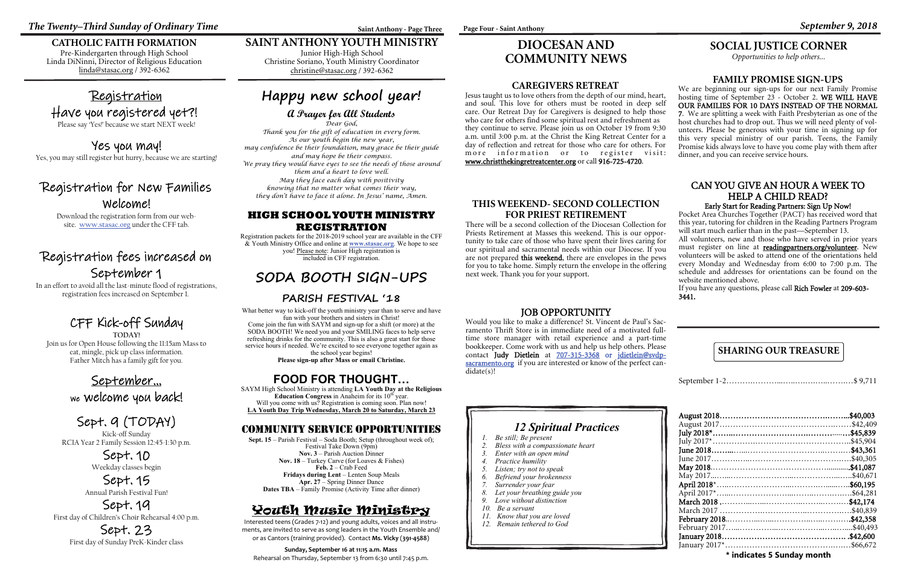## CATHOLIC FAITH FORMATION

Pre-Kindergarten through High School
Linda DiNinni, Director of Religious Education
linda@stasac.org / 392-6362

## Registration

## Have you registered yet?!

Please say 'Yes!' because we start NEXT week!

## Yes you may!

Yes, you may still register but hurry, because we are starting!

## Registration for New Families Welcome!

Download the registration form from our web-site. www.stasac.org under the CFF tab.

## Registration fees increased on September 1

In an effort to avoid all the last-minute flood of registrations, registration fees increased on September 1.

## CFF Kick-off Sunday

**TODAY!**

Join us for Open House following the 11:15am Mass to eat, mingle, pick up class information. Father Mitch has a family gift for you.

## September… we welcome you back!

**Sept. 9 (TODAY)**
Kick-off Sunday
RCIA Year 2 Family Session 12:45-1:30 p.m.

**Sept. 10**
Weekday classes begin

**Sept. 15**
Annual Parish Festival Fun!

**Sept. 19**
First day of Children's Choir Rehearsal 4:00 p.m.

**Sept. 23**
First day of Sunday PreK-Kinder class

## SAINT ANTHONY YOUTH MINISTRY

Junior High-High School
Christine Soriano, Youth Ministry Coordinator
christine@stasac.org / 392-6362

# Happy new school year!

### A Prayer for All Students

*Dear God,*
*Thank you for the gift of education in every form.*
*As our youth begin the new year,*
*may confidence be their foundation, may grace be their guide and may hope be their compass.*
*We pray they would have eyes to see the needs of those around them and a heart to love well.*
*May they face each day with positivity knowing that no matter what comes their way, they don't have to face it alone. In Jesus' name, Amen.*

### HIGH SCHOOL YOUTH MINISTRY REGISTRATION

Registration packets for the 2018-2019 school year are available in the CFF & Youth Ministry Office and online at **www.stasac.org**. We hope to see you! Please note: Junior High registration is included in CFF registration.

# SODA BOOTH SIGN-UPS

## PARISH FESTIVAL '18

What better way to kick-off the youth ministry year than to serve and have fun with your brothers and sisters in Christ!
Come join the fun with SAYM and sign-up for a shift (or more) at the SODA BOOTH! We need you and your SMILING faces to help serve refreshing drinks for the community. This is also a great start for those service hours if needed. We're excited to see everyone together again as the school year begins!
**Please sign-up after Mass or email Christine.**

## FOOD FOR THOUGHT…

SAYM High School Ministry is attending **LA Youth Day at the Religious Education Congress** in Anaheim for its 10th year.
Will you come with us? Registration is coming soon. Plan now!
**LA Youth Day Trip Wednesday, March 20 to Saturday, March 23**

## COMMUNITY SERVICE OPPORTUNITIES

**Sept. 15** – Parish Festival – Soda Booth; Setup (throughout week of); Festival Take Down (9pm)
**Nov. 3** – Parish Auction Dinner
**Nov. 18** – Turkey Carve (for Loaves & Fishes)
**Feb. 2** – Crab Feed
**Fridays during Lent** – Lenten Soup Meals
**Apr. 27** – Spring Dinner Dance
**Dates TBA** – Family Promise (Activity Time after dinner)

## Youth Music Ministry

Interested teens (Grades 7-12) and young adults, voices and all instruments, are invited to serve as song leaders in the Youth Ensemble and/or as Cantors (training provided). Contact **Ms. Vicky** (391-4588)

**Sunday, September 16 at 11:15 a.m. Mass**
Rehearsal on Thursday, September 13 from 6:30 until 7:45 p.m.

# DIOCESAN AND COMMUNITY NEWS

## CAREGIVERS RETREAT

Jesus taught us to love others from the depth of our mind, heart, and soul. This love for others must be rooted in deep self care. Our Retreat Day for Caregivers is designed to help those who care for others find some spiritual rest and refreshment as they continue to serve. Please join us on October 19 from 9:30 a.m. until 3:00 p.m. at the Christ the King Retreat Center for a day of reflection and retreat for those who care for others. For more information or to register visit: **www.christthekingretreatcenter.org** or call **916-725-4720**.

## THIS WEEKEND- SECOND COLLECTION FOR PRIEST RETIREMENT

There will be a second collection of the Diocesan Collection for Priests Retirement at Masses this weekend. This is our opportunity to take care of those who have spent their lives caring for our spiritual and sacramental needs within our Diocese. If you are not prepared **this weekend**, there are envelopes in the pews for you to take home. Simply return the envelope in the offering next week. Thank you for your support.

## JOB OPPORTUNITY

Would you like to make a difference? St. Vincent de Paul's Sacramento Thrift Store is in immediate need of a motivated full-time store manager with retail experience and a part-time bookkeeper. Come work with us and help us help others. Please contact **Judy Dietlein** at **707-315-3368** or **jdietlein@svdp-sacramento.org** if you are interested or know of the perfect candidate(s)!

## *12 Spiritual Practices*

1. *Be still; Be present*
2. *Bless with a compassionate heart*
3. *Enter with an open mind*
4. *Practice humility*
5. *Listen; try not to speak*
6. *Befriend your brokenness*
7. *Surrender your fear*
8. *Let your breathing guide you*
9. *Love without distinction*
10. *Be a servant*
11. *Know that you are loved*
12. *Remain tethered to God*

# SOCIAL JUSTICE CORNER

*Opportunities to help others...*

## FAMILY PROMISE SIGN-UPS

We are beginning our sign-ups for our next Family Promise hosting time of September 23 - October 2. **WE WILL HAVE OUR FAMILIES FOR 10 DAYS INSTEAD OF THE NORMAL 7**. We are splitting a week with Faith Presbyterian as one of the host churches had to drop out. Thus we will need plenty of volunteers. Please be generous with your time in signing up for this very special ministry of our parish. Teens, the Family Promise kids always love to have you come play with them after dinner, and you can receive service hours.

## CAN YOU GIVE AN HOUR A WEEK TO HELP A CHILD READ?

**Early Start for Reading Partners: Sign Up Now!**

Pocket Area Churches Together (PACT) has received word that this year, tutoring for children in the Reading Partners Program will start much earlier than in the past—September 13.
All volunteers, new and those who have served in prior years must register on line at **readingpartners.org/volunteer**. New volunteers will be asked to attend one of the orientations held every Monday and Wednesday from 6:00 to 7:00 p.m. The schedule and addresses for orientations can be found on the website mentioned above.
If you have any questions, please call **Rich Fowler** at **209-603-3441.**

## SHARING OUR TREASURE

| | |
|---|---|
| September 1-2 | $ 9,711 |

| | |
|---|---|
| **August 2018** | **$40,003** |
| August 2017 | $42,409 |
| **July 2018*** | **$45,839** |
| July 2017* | $45,904 |
| **June 2018** | **$43,361** |
| June 2017 | $40,305 |
| **May 2018** | **$41,087** |
| May 2017 | $40,671 |
| **April 2018*** | **$60,195** |
| April 2017* | $64,281 |
| **March 2018** | **$42,174** |
| March 2017 | $40,839 |
| **February 2018** | **$42,358** |
| February 2017 | $40,493 |
| **January 2018** | **$42,600** |
| January 2017* | $66,672 |

**\* indicates 5 Sunday month**